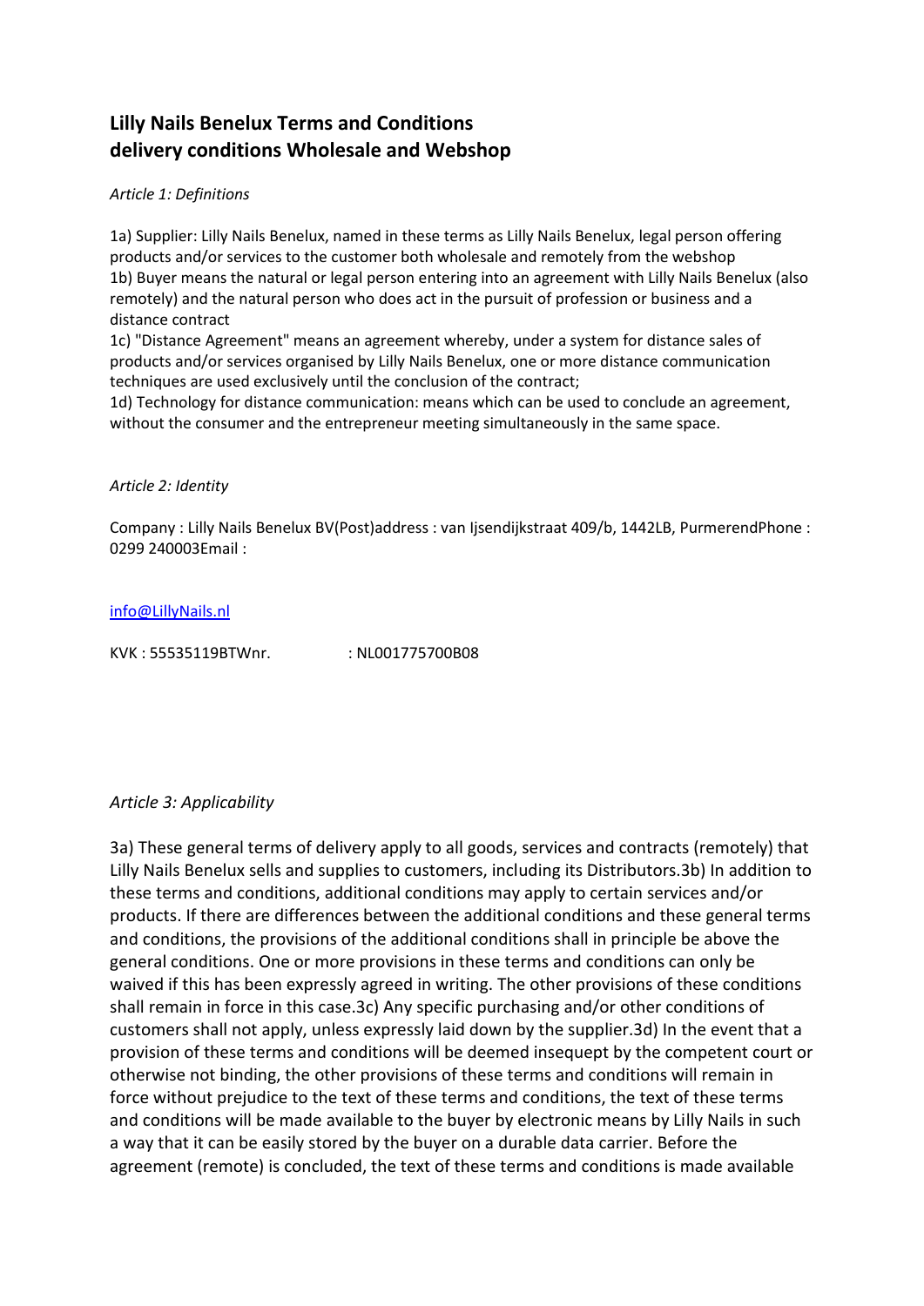# Lilly Nails Benelux Terms and Conditions delivery conditions Wholesale and Webshop

*Article 1: Definitions*

1a) Supplier: Lilly Nails Benelux, named in these terms as Lilly Nails Benelux, legal person offering products and/or services to the customer both wholesale and remotely from the webshop
1b) Buyer means the natural or legal person entering into an agreement with Lilly Nails Benelux (also remotely) and the natural person who does act in the pursuit of profession or business and a distance contract
1c) "Distance Agreement" means an agreement whereby, under a system for distance sales of products and/or services organised by Lilly Nails Benelux, one or more distance communication techniques are used exclusively until the conclusion of the contract;
1d) Technology for distance communication: means which can be used to conclude an agreement, without the consumer and the entrepreneur meeting simultaneously in the same space.

*Article 2: Identity*

Company : Lilly Nails Benelux BV(Post)address : van Ijsendijkstraat 409/b, 1442LB, PurmerendPhone : 0299 240003Email :

info@LillyNails.nl

KVK : 55535119BTWnr. : NL001775700B08

*Article 3: Applicability*

3a) These general terms of delivery apply to all goods, services and contracts (remotely) that Lilly Nails Benelux sells and supplies to customers, including its Distributors.3b) In addition to these terms and conditions, additional conditions may apply to certain services and/or products. If there are differences between the additional conditions and these general terms and conditions, the provisions of the additional conditions shall in principle be above the general conditions. One or more provisions in these terms and conditions can only be waived if this has been expressly agreed in writing. The other provisions of these conditions shall remain in force in this case.3c) Any specific purchasing and/or other conditions of customers shall not apply, unless expressly laid down by the supplier.3d) In the event that a provision of these terms and conditions will be deemed insequept by the competent court or otherwise not binding, the other provisions of these terms and conditions will remain in force without prejudice to the text of these terms and conditions, the text of these terms and conditions will be made available to the buyer by electronic means by Lilly Nails in such a way that it can be easily stored by the buyer on a durable data carrier. Before the agreement (remote) is concluded, the text of these terms and conditions is made available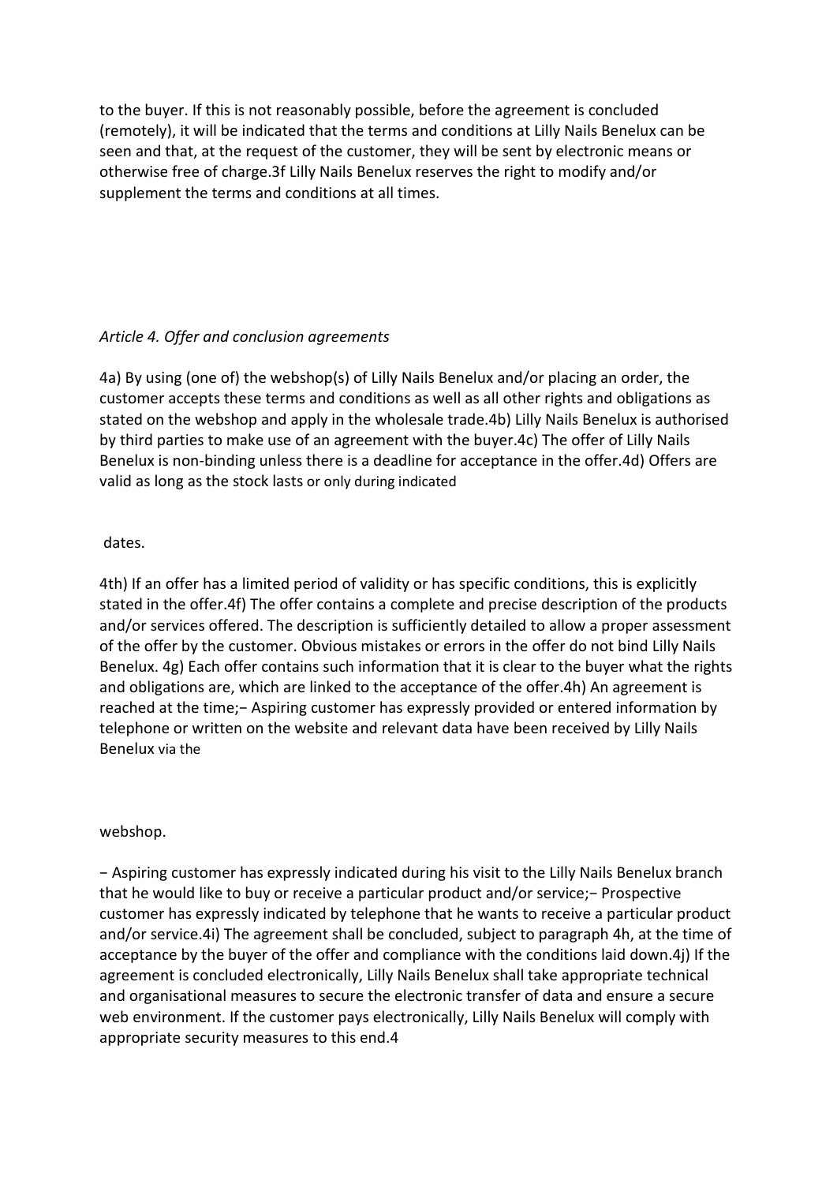to the buyer. If this is not reasonably possible, before the agreement is concluded (remotely), it will be indicated that the terms and conditions at Lilly Nails Benelux can be seen and that, at the request of the customer, they will be sent by electronic means or otherwise free of charge.3f Lilly Nails Benelux reserves the right to modify and/or supplement the terms and conditions at all times.

*Article 4. Offer and conclusion agreements*

4a) By using (one of) the webshop(s) of Lilly Nails Benelux and/or placing an order, the customer accepts these terms and conditions as well as all other rights and obligations as stated on the webshop and apply in the wholesale trade.4b) Lilly Nails Benelux is authorised by third parties to make use of an agreement with the buyer.4c) The offer of Lilly Nails Benelux is non-binding unless there is a deadline for acceptance in the offer.4d) Offers are valid as long as the stock lasts or only during indicated

dates.

4th) If an offer has a limited period of validity or has specific conditions, this is explicitly stated in the offer.4f) The offer contains a complete and precise description of the products and/or services offered. The description is sufficiently detailed to allow a proper assessment of the offer by the customer. Obvious mistakes or errors in the offer do not bind Lilly Nails Benelux. 4g) Each offer contains such information that it is clear to the buyer what the rights and obligations are, which are linked to the acceptance of the offer.4h) An agreement is reached at the time;− Aspiring customer has expressly provided or entered information by telephone or written on the website and relevant data have been received by Lilly Nails Benelux via the

webshop.

− Aspiring customer has expressly indicated during his visit to the Lilly Nails Benelux branch that he would like to buy or receive a particular product and/or service;− Prospective customer has expressly indicated by telephone that he wants to receive a particular product and/or service.4i) The agreement shall be concluded, subject to paragraph 4h, at the time of acceptance by the buyer of the offer and compliance with the conditions laid down.4j) If the agreement is concluded electronically, Lilly Nails Benelux shall take appropriate technical and organisational measures to secure the electronic transfer of data and ensure a secure web environment. If the customer pays electronically, Lilly Nails Benelux will comply with appropriate security measures to this end.4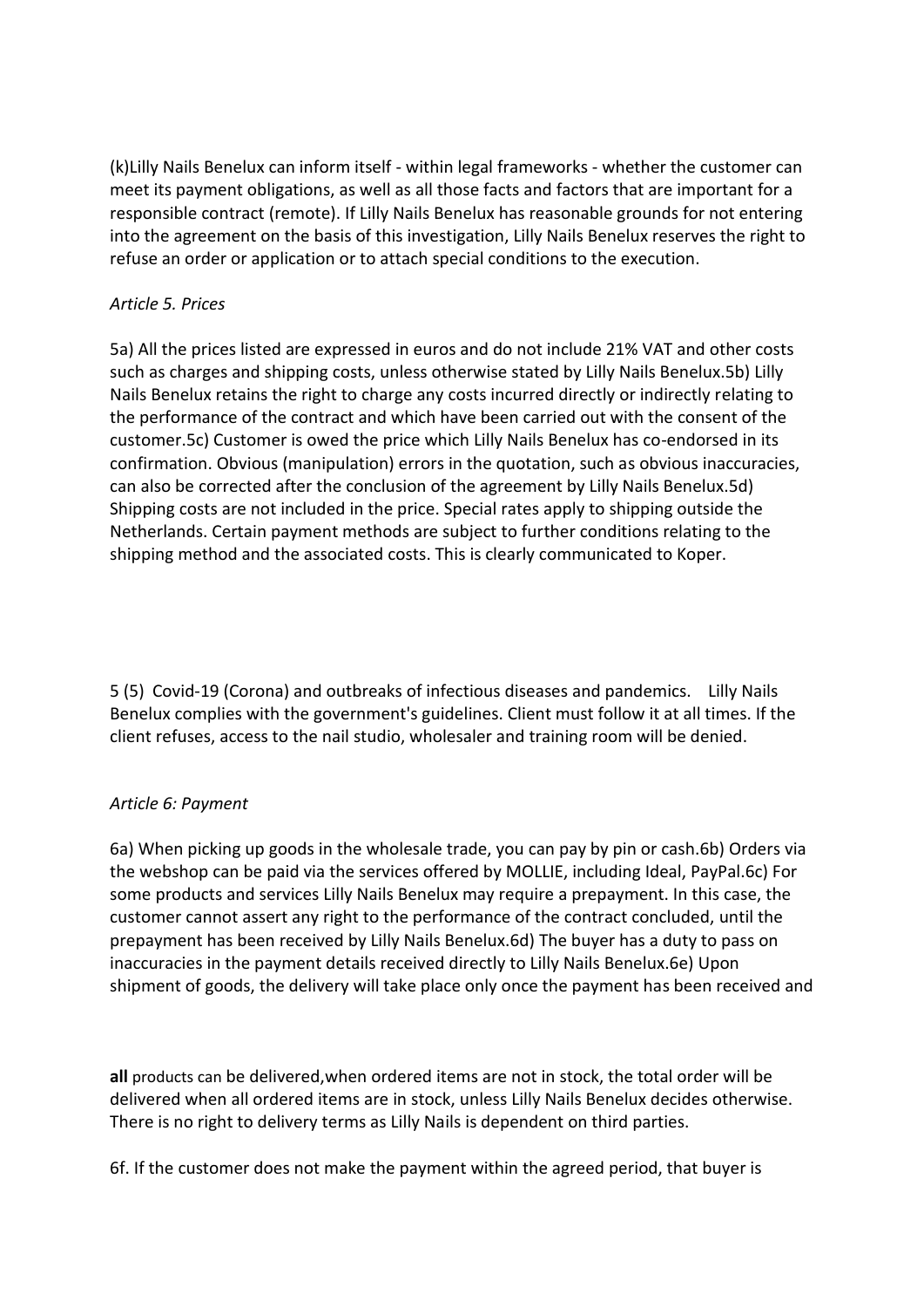(k)Lilly Nails Benelux can inform itself - within legal frameworks - whether the customer can meet its payment obligations, as well as all those facts and factors that are important for a responsible contract (remote). If Lilly Nails Benelux has reasonable grounds for not entering into the agreement on the basis of this investigation, Lilly Nails Benelux reserves the right to refuse an order or application or to attach special conditions to the execution.

*Article 5. Prices*

5a) All the prices listed are expressed in euros and do not include 21% VAT and other costs such as charges and shipping costs, unless otherwise stated by Lilly Nails Benelux.5b) Lilly Nails Benelux retains the right to charge any costs incurred directly or indirectly relating to the performance of the contract and which have been carried out with the consent of the customer.5c) Customer is owed the price which Lilly Nails Benelux has co-endorsed in its confirmation. Obvious (manipulation) errors in the quotation, such as obvious inaccuracies, can also be corrected after the conclusion of the agreement by Lilly Nails Benelux.5d) Shipping costs are not included in the price. Special rates apply to shipping outside the Netherlands. Certain payment methods are subject to further conditions relating to the shipping method and the associated costs. This is clearly communicated to Koper.

5 (5) Covid-19 (Corona) and outbreaks of infectious diseases and pandemics. Lilly Nails Benelux complies with the government's guidelines. Client must follow it at all times. If the client refuses, access to the nail studio, wholesaler and training room will be denied.

*Article 6: Payment*

6a) When picking up goods in the wholesale trade, you can pay by pin or cash.6b) Orders via the webshop can be paid via the services offered by MOLLIE, including Ideal, PayPal.6c) For some products and services Lilly Nails Benelux may require a prepayment. In this case, the customer cannot assert any right to the performance of the contract concluded, until the prepayment has been received by Lilly Nails Benelux.6d) The buyer has a duty to pass on inaccuracies in the payment details received directly to Lilly Nails Benelux.6e) Upon shipment of goods, the delivery will take place only once the payment has been received and

**all** products can be delivered,when ordered items are not in stock, the total order will be delivered when all ordered items are in stock, unless Lilly Nails Benelux decides otherwise. There is no right to delivery terms as Lilly Nails is dependent on third parties.

6f. If the customer does not make the payment within the agreed period, that buyer is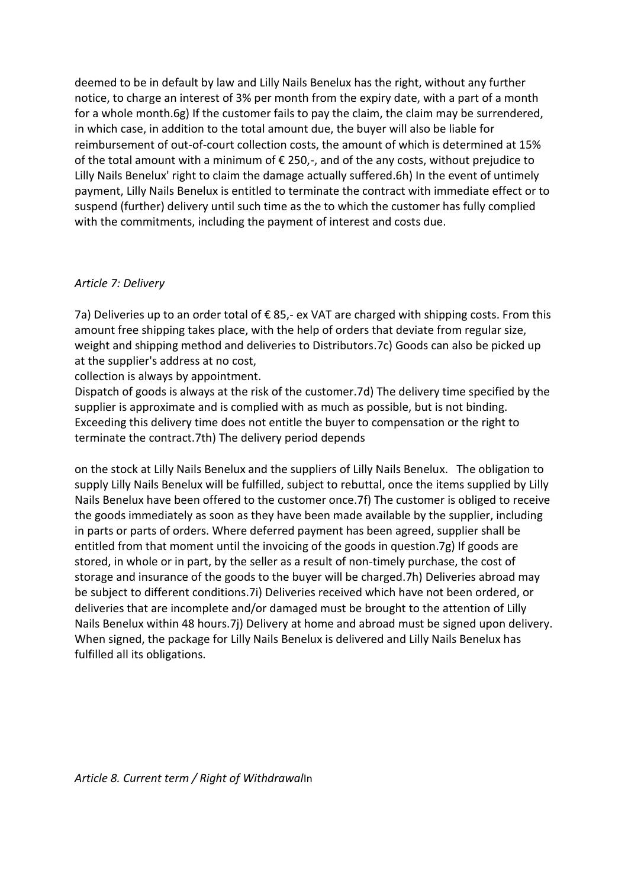deemed to be in default by law and Lilly Nails Benelux has the right, without any further notice, to charge an interest of 3% per month from the expiry date, with a part of a month for a whole month.6g) If the customer fails to pay the claim, the claim may be surrendered, in which case, in addition to the total amount due, the buyer will also be liable for reimbursement of out-of-court collection costs, the amount of which is determined at 15% of the total amount with a minimum of € 250,-, and of the any costs, without prejudice to Lilly Nails Benelux' right to claim the damage actually suffered.6h) In the event of untimely payment, Lilly Nails Benelux is entitled to terminate the contract with immediate effect or to suspend (further) delivery until such time as the to which the customer has fully complied with the commitments, including the payment of interest and costs due.

*Article 7: Delivery*

7a) Deliveries up to an order total of € 85,- ex VAT are charged with shipping costs. From this amount free shipping takes place, with the help of orders that deviate from regular size, weight and shipping method and deliveries to Distributors.7c) Goods can also be picked up at the supplier's address at no cost,
collection is always by appointment.
Dispatch of goods is always at the risk of the customer.7d) The delivery time specified by the supplier is approximate and is complied with as much as possible, but is not binding. Exceeding this delivery time does not entitle the buyer to compensation or the right to terminate the contract.7th) The delivery period depends

on the stock at Lilly Nails Benelux and the suppliers of Lilly Nails Benelux. The obligation to supply Lilly Nails Benelux will be fulfilled, subject to rebuttal, once the items supplied by Lilly Nails Benelux have been offered to the customer once.7f) The customer is obliged to receive the goods immediately as soon as they have been made available by the supplier, including in parts or parts of orders. Where deferred payment has been agreed, supplier shall be entitled from that moment until the invoicing of the goods in question.7g) If goods are stored, in whole or in part, by the seller as a result of non-timely purchase, the cost of storage and insurance of the goods to the buyer will be charged.7h) Deliveries abroad may be subject to different conditions.7i) Deliveries received which have not been ordered, or deliveries that are incomplete and/or damaged must be brought to the attention of Lilly Nails Benelux within 48 hours.7j) Delivery at home and abroad must be signed upon delivery. When signed, the package for Lilly Nails Benelux is delivered and Lilly Nails Benelux has fulfilled all its obligations.

*Article 8. Current term / Right of Withdrawal*In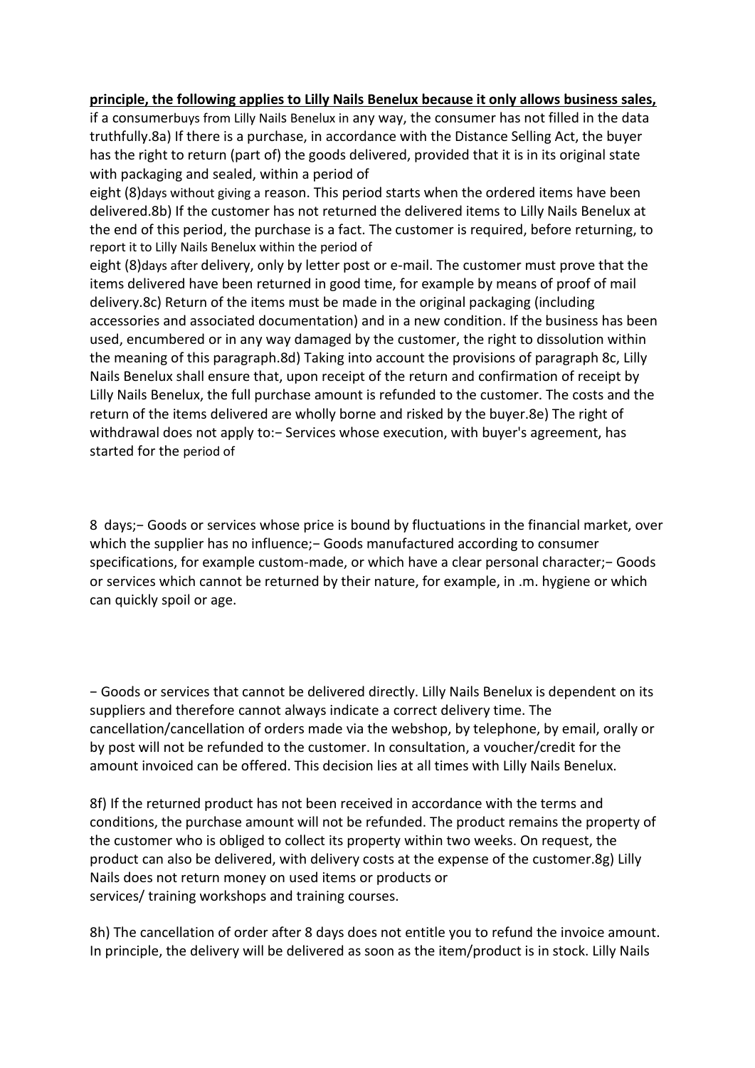**principle, the following applies to Lilly Nails Benelux because it only allows business sales,** if a consumerbuys from Lilly Nails Benelux in any way, the consumer has not filled in the data truthfully.8a) If there is a purchase, in accordance with the Distance Selling Act, the buyer has the right to return (part of) the goods delivered, provided that it is in its original state with packaging and sealed, within a period of eight (8)days without giving a reason. This period starts when the ordered items have been delivered.8b) If the customer has not returned the delivered items to Lilly Nails Benelux at the end of this period, the purchase is a fact. The customer is required, before returning, to report it to Lilly Nails Benelux within the period of eight (8)days after delivery, only by letter post or e-mail. The customer must prove that the items delivered have been returned in good time, for example by means of proof of mail delivery.8c) Return of the items must be made in the original packaging (including accessories and associated documentation) and in a new condition. If the business has been used, encumbered or in any way damaged by the customer, the right to dissolution within the meaning of this paragraph.8d) Taking into account the provisions of paragraph 8c, Lilly Nails Benelux shall ensure that, upon receipt of the return and confirmation of receipt by Lilly Nails Benelux, the full purchase amount is refunded to the customer. The costs and the return of the items delivered are wholly borne and risked by the buyer.8e) The right of withdrawal does not apply to:− Services whose execution, with buyer's agreement, has started for the period of

8 days;− Goods or services whose price is bound by fluctuations in the financial market, over which the supplier has no influence;− Goods manufactured according to consumer specifications, for example custom-made, or which have a clear personal character;− Goods or services which cannot be returned by their nature, for example, in .m. hygiene or which can quickly spoil or age.

− Goods or services that cannot be delivered directly. Lilly Nails Benelux is dependent on its suppliers and therefore cannot always indicate a correct delivery time. The cancellation/cancellation of orders made via the webshop, by telephone, by email, orally or by post will not be refunded to the customer. In consultation, a voucher/credit for the amount invoiced can be offered. This decision lies at all times with Lilly Nails Benelux.

8f) If the returned product has not been received in accordance with the terms and conditions, the purchase amount will not be refunded. The product remains the property of the customer who is obliged to collect its property within two weeks. On request, the product can also be delivered, with delivery costs at the expense of the customer.8g) Lilly Nails does not return money on used items or products or services/ training workshops and training courses.

8h) The cancellation of order after 8 days does not entitle you to refund the invoice amount. In principle, the delivery will be delivered as soon as the item/product is in stock. Lilly Nails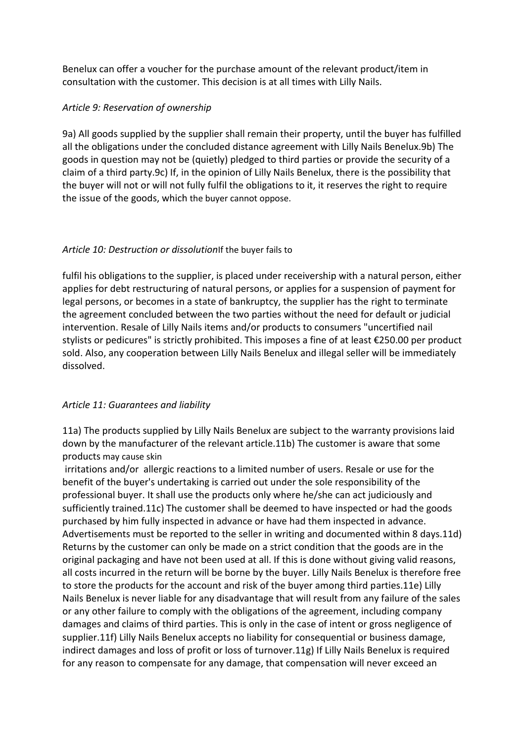Benelux can offer a voucher for the purchase amount of the relevant product/item in consultation with the customer. This decision is at all times with Lilly Nails.

*Article 9: Reservation of ownership*

9a) All goods supplied by the supplier shall remain their property, until the buyer has fulfilled all the obligations under the concluded distance agreement with Lilly Nails Benelux.9b) The goods in question may not be (quietly) pledged to third parties or provide the security of a claim of a third party.9c) If, in the opinion of Lilly Nails Benelux, there is the possibility that the buyer will not or will not fully fulfil the obligations to it, it reserves the right to require the issue of the goods, which the buyer cannot oppose.

*Article 10: Destruction or dissolution*If the buyer fails to

fulfil his obligations to the supplier, is placed under receivership with a natural person, either applies for debt restructuring of natural persons, or applies for a suspension of payment for legal persons, or becomes in a state of bankruptcy, the supplier has the right to terminate the agreement concluded between the two parties without the need for default or judicial intervention. Resale of Lilly Nails items and/or products to consumers "uncertified nail stylists or pedicures" is strictly prohibited. This imposes a fine of at least €250.00 per product sold. Also, any cooperation between Lilly Nails Benelux and illegal seller will be immediately dissolved.

*Article 11: Guarantees and liability*

11a) The products supplied by Lilly Nails Benelux are subject to the warranty provisions laid down by the manufacturer of the relevant article.11b) The customer is aware that some products may cause skin irritations and/or allergic reactions to a limited number of users. Resale or use for the benefit of the buyer's undertaking is carried out under the sole responsibility of the professional buyer. It shall use the products only where he/she can act judiciously and sufficiently trained.11c) The customer shall be deemed to have inspected or had the goods purchased by him fully inspected in advance or have had them inspected in advance. Advertisements must be reported to the seller in writing and documented within 8 days.11d) Returns by the customer can only be made on a strict condition that the goods are in the original packaging and have not been used at all. If this is done without giving valid reasons, all costs incurred in the return will be borne by the buyer. Lilly Nails Benelux is therefore free to store the products for the account and risk of the buyer among third parties.11e) Lilly Nails Benelux is never liable for any disadvantage that will result from any failure of the sales or any other failure to comply with the obligations of the agreement, including company damages and claims of third parties. This is only in the case of intent or gross negligence of supplier.11f) Lilly Nails Benelux accepts no liability for consequential or business damage, indirect damages and loss of profit or loss of turnover.11g) If Lilly Nails Benelux is required for any reason to compensate for any damage, that compensation will never exceed an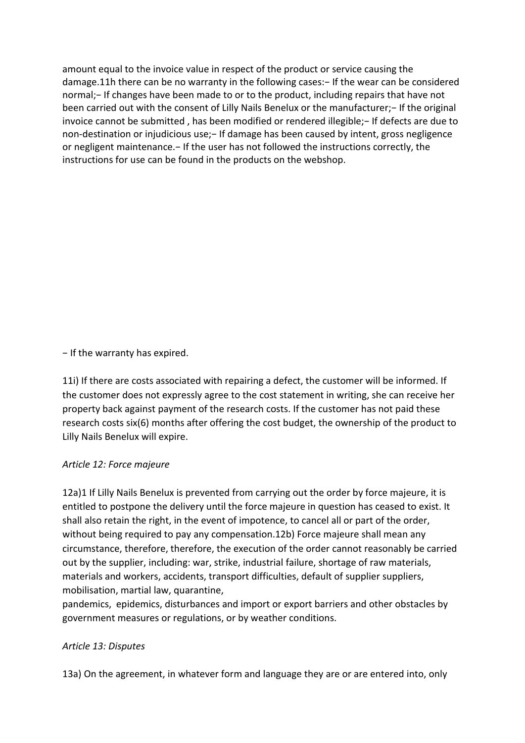amount equal to the invoice value in respect of the product or service causing the damage.11h there can be no warranty in the following cases:− If the wear can be considered normal;− If changes have been made to or to the product, including repairs that have not been carried out with the consent of Lilly Nails Benelux or the manufacturer;− If the original invoice cannot be submitted , has been modified or rendered illegible;− If defects are due to non-destination or injudicious use;− If damage has been caused by intent, gross negligence or negligent maintenance.− If the user has not followed the instructions correctly, the instructions for use can be found in the products on the webshop.

− If the warranty has expired.

11i) If there are costs associated with repairing a defect, the customer will be informed. If the customer does not expressly agree to the cost statement in writing, she can receive her property back against payment of the research costs. If the customer has not paid these research costs six(6) months after offering the cost budget, the ownership of the product to Lilly Nails Benelux will expire.

*Article 12: Force majeure*

12a)1 If Lilly Nails Benelux is prevented from carrying out the order by force majeure, it is entitled to postpone the delivery until the force majeure in question has ceased to exist. It shall also retain the right, in the event of impotence, to cancel all or part of the order, without being required to pay any compensation.12b) Force majeure shall mean any circumstance, therefore, therefore, the execution of the order cannot reasonably be carried out by the supplier, including: war, strike, industrial failure, shortage of raw materials, materials and workers, accidents, transport difficulties, default of supplier suppliers, mobilisation, martial law, quarantine,
pandemics, epidemics, disturbances and import or export barriers and other obstacles by government measures or regulations, or by weather conditions.

*Article 13: Disputes*

13a) On the agreement, in whatever form and language they are or are entered into, only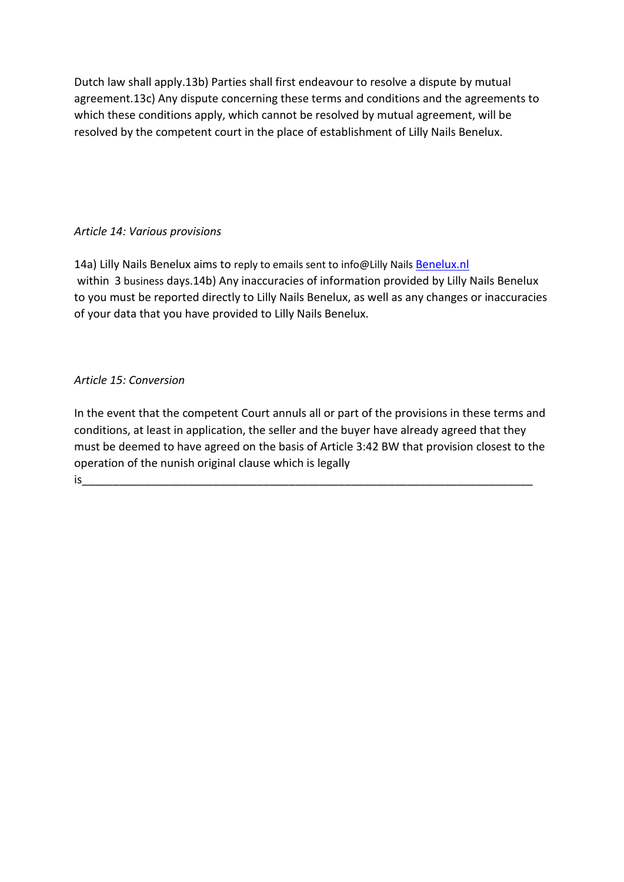Dutch law shall apply.13b) Parties shall first endeavour to resolve a dispute by mutual agreement.13c) Any dispute concerning these terms and conditions and the agreements to which these conditions apply, which cannot be resolved by mutual agreement, will be resolved by the competent court in the place of establishment of Lilly Nails Benelux.

*Article 14: Various provisions*

14a) Lilly Nails Benelux aims to reply to emails sent to info@Lilly Nails Benelux.nl within 3 business days.14b) Any inaccuracies of information provided by Lilly Nails Benelux to you must be reported directly to Lilly Nails Benelux, as well as any changes or inaccuracies of your data that you have provided to Lilly Nails Benelux.

*Article 15: Conversion*

In the event that the competent Court annuls all or part of the provisions in these terms and conditions, at least in application, the seller and the buyer have already agreed that they must be deemed to have agreed on the basis of Article 3:42 BW that provision closest to the operation of the nunish original clause which is legally is___________________________________________________________________________